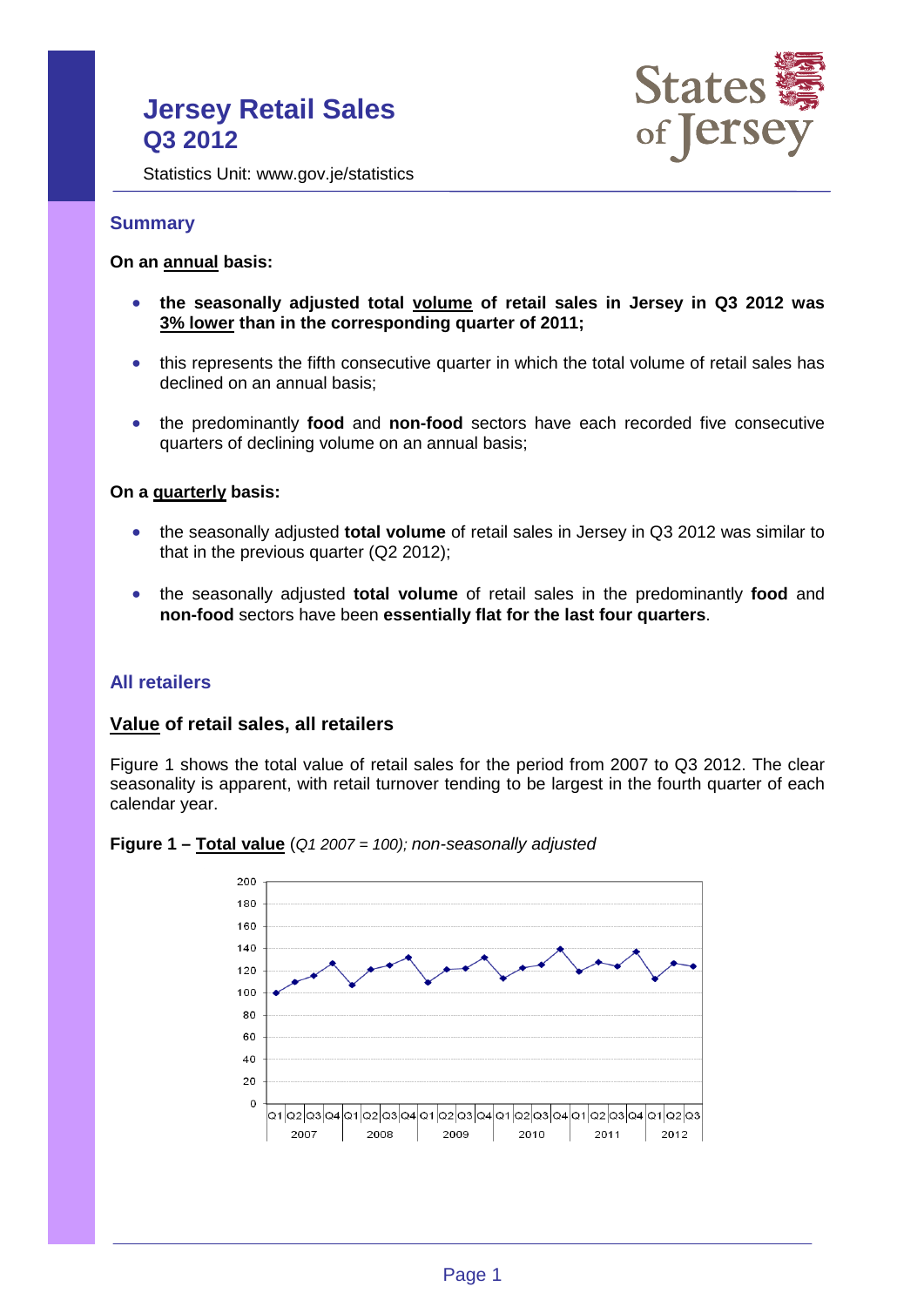# Jersey Retail Sales
# Q3 2012

Statistics Unit: www.gov.je/statistics

## Summary

**On an annual basis:**

- **the seasonally adjusted total volume of retail sales in Jersey in Q3 2012 was 3% lower than in the corresponding quarter of 2011;**
- this represents the fifth consecutive quarter in which the total volume of retail sales has declined on an annual basis;
- the predominantly **food** and **non-food** sectors have each recorded five consecutive quarters of declining volume on an annual basis;

**On a quarterly basis:**

- the seasonally adjusted **total volume** of retail sales in Jersey in Q3 2012 was similar to that in the previous quarter (Q2 2012);
- the seasonally adjusted **total volume** of retail sales in the predominantly **food** and **non-food** sectors have been **essentially flat for the last four quarters**.

## All retailers

### Value of retail sales, all retailers

Figure 1 shows the total value of retail sales for the period from 2007 to Q3 2012. The clear seasonality is apparent, with retail turnover tending to be largest in the fourth quarter of each calendar year.

**Figure 1 – Total value** (*Q1 2007 = 100); non-seasonally adjusted*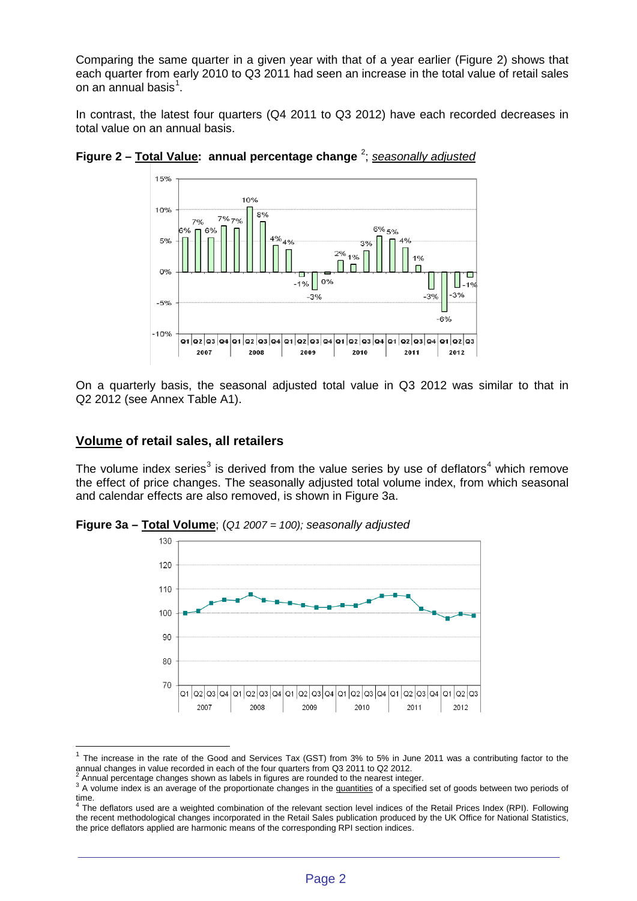Comparing the same quarter in a given year with that of a year earlier (Figure 2) shows that each quarter from early 2010 to Q3 2011 had seen an increase in the total value of retail sales on an annual basis[1].

In contrast, the latest four quarters (Q4 2011 to Q3 2012) have each recorded decreases in total value on an annual basis.

**Figure 2 – Total Value: annual percentage change** [2]; *seasonally adjusted*

On a quarterly basis, the seasonal adjusted total value in Q3 2012 was similar to that in Q2 2012 (see Annex Table A1).

## Volume of retail sales, all retailers

The volume index series[3] is derived from the value series by use of deflators[4] which remove the effect of price changes. The seasonally adjusted total volume index, from which seasonal and calendar effects are also removed, is shown in Figure 3a.

**Figure 3a – Total Volume**; (*Q1 2007 = 100); seasonally adjusted*

---

[1] The increase in the rate of the Good and Services Tax (GST) from 3% to 5% in June 2011 was a contributing factor to the annual changes in value recorded in each of the four quarters from Q3 2011 to Q2 2012.

[2] Annual percentage changes shown as labels in figures are rounded to the nearest integer.

[3] A volume index is an average of the proportionate changes in the quantities of a specified set of goods between two periods of time.

[4] The deflators used are a weighted combination of the relevant section level indices of the Retail Prices Index (RPI). Following the recent methodological changes incorporated in the Retail Sales publication produced by the UK Office for National Statistics, the price deflators applied are harmonic means of the corresponding RPI section indices.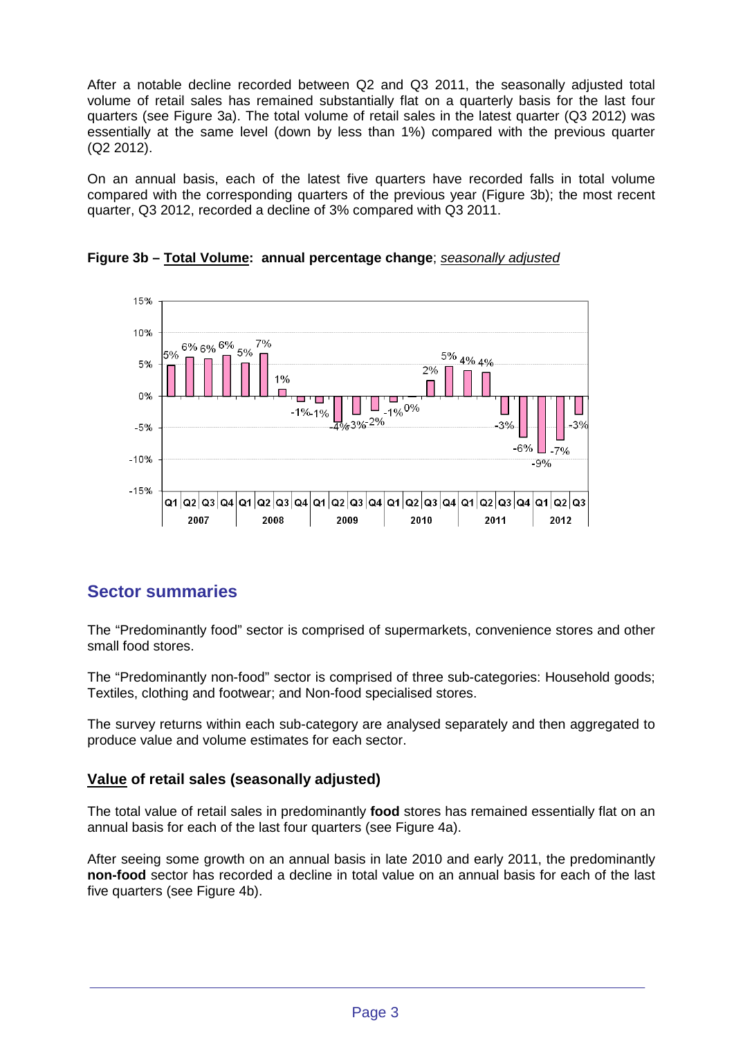After a notable decline recorded between Q2 and Q3 2011, the seasonally adjusted total volume of retail sales has remained substantially flat on a quarterly basis for the last four quarters (see Figure 3a). The total volume of retail sales in the latest quarter (Q3 2012) was essentially at the same level (down by less than 1%) compared with the previous quarter (Q2 2012).

On an annual basis, each of the latest five quarters have recorded falls in total volume compared with the corresponding quarters of the previous year (Figure 3b); the most recent quarter, Q3 2012, recorded a decline of 3% compared with Q3 2011.

**Figure 3b – Total Volume: annual percentage change**; *seasonally adjusted*

## Sector summaries

The "Predominantly food" sector is comprised of supermarkets, convenience stores and other small food stores.

The "Predominantly non-food" sector is comprised of three sub-categories: Household goods; Textiles, clothing and footwear; and Non-food specialised stores.

The survey returns within each sub-category are analysed separately and then aggregated to produce value and volume estimates for each sector.

### Value of retail sales (seasonally adjusted)

The total value of retail sales in predominantly **food** stores has remained essentially flat on an annual basis for each of the last four quarters (see Figure 4a).

After seeing some growth on an annual basis in late 2010 and early 2011, the predominantly **non-food** sector has recorded a decline in total value on an annual basis for each of the last five quarters (see Figure 4b).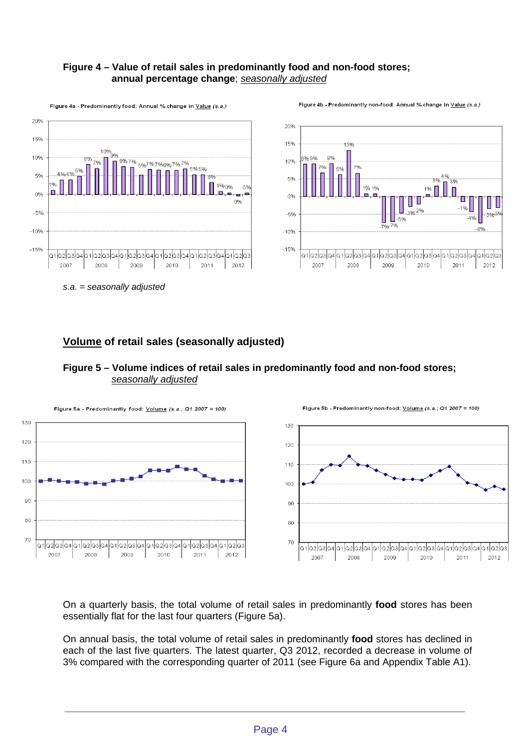**Figure 4 – Value of retail sales in predominantly food and non-food stores; annual percentage change**; *seasonally adjusted*

*s.a. = seasonally adjusted*

## **Volume** of retail sales (seasonally adjusted)

**Figure 5 – Volume indices of retail sales in predominantly food and non-food stores;** *seasonally adjusted*

On a quarterly basis, the total volume of retail sales in predominantly **food** stores has been essentially flat for the last four quarters (Figure 5a).

On annual basis, the total volume of retail sales in predominantly **food** stores has declined in each of the last five quarters. The latest quarter, Q3 2012, recorded a decrease in volume of 3% compared with the corresponding quarter of 2011 (see Figure 6a and Appendix Table A1).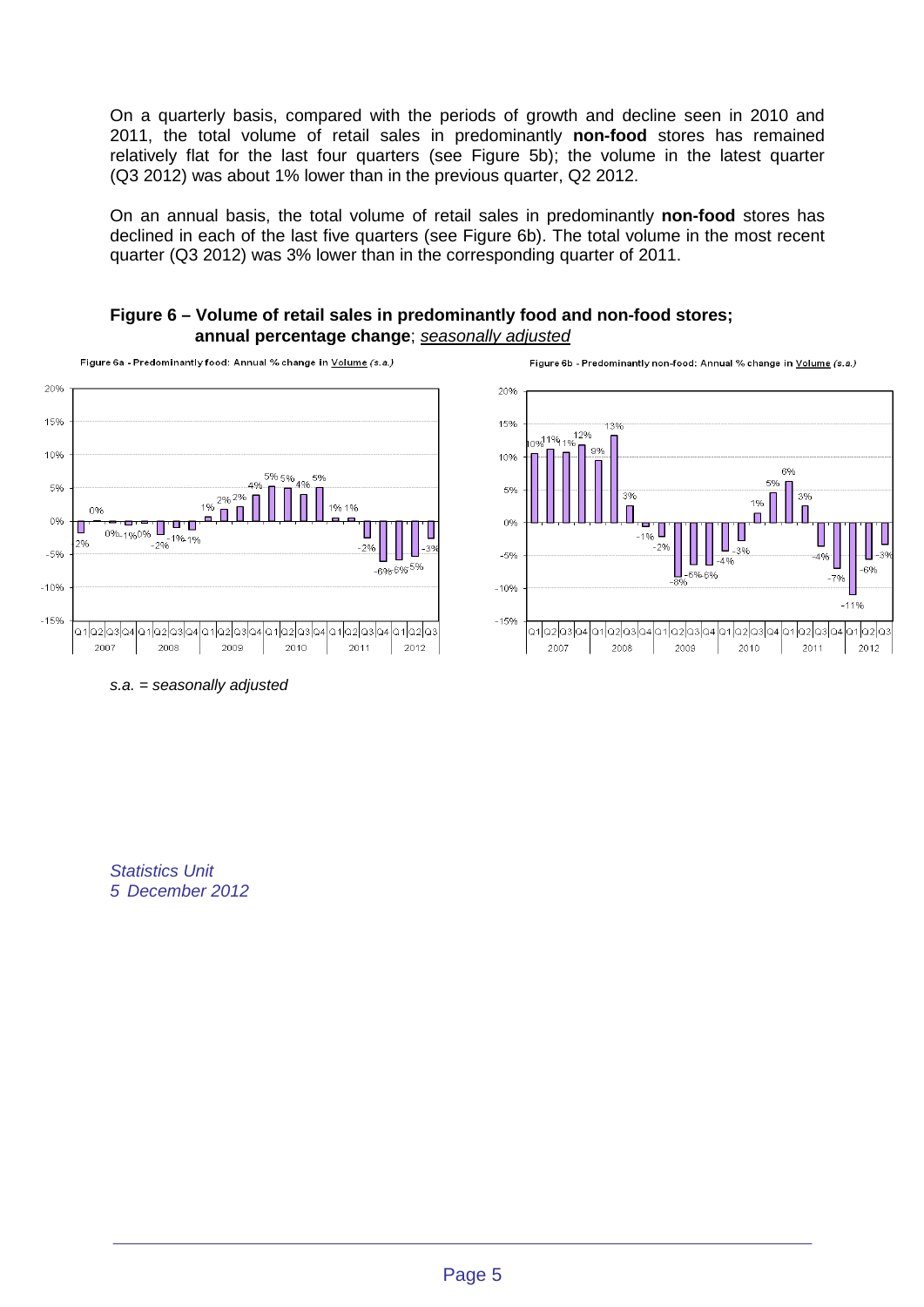On a quarterly basis, compared with the periods of growth and decline seen in 2010 and 2011, the total volume of retail sales in predominantly **non-food** stores has remained relatively flat for the last four quarters (see Figure 5b); the volume in the latest quarter (Q3 2012) was about 1% lower than in the previous quarter, Q2 2012.

On an annual basis, the total volume of retail sales in predominantly **non-food** stores has declined in each of the last five quarters (see Figure 6b). The total volume in the most recent quarter (Q3 2012) was 3% lower than in the corresponding quarter of 2011.

**Figure 6 – Volume of retail sales in predominantly food and non-food stores; annual percentage change**; _seasonally adjusted_

Figure 6a - Predominantly food: Annual % change in Volume *(s.a.)*

Figure 6b - Predominantly non-food: Annual % change in Volume *(s.a.)*

*s.a. = seasonally adjusted*

*Statistics Unit*
*5 December 2012*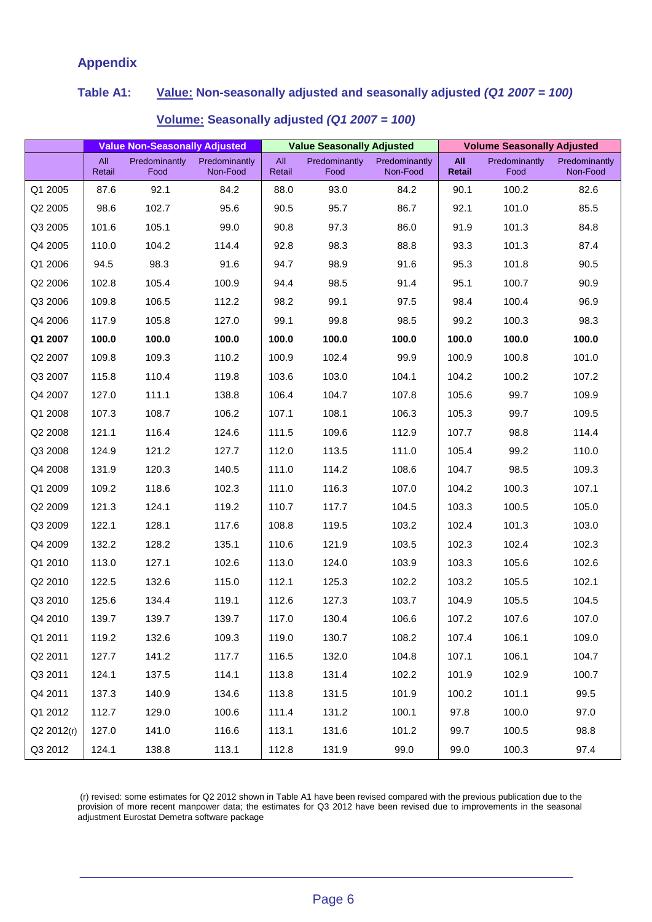## Appendix

### Table A1: Value: Non-seasonally adjusted and seasonally adjusted *(Q1 2007 = 100)*

### Volume: Seasonally adjusted *(Q1 2007 = 100)*

| | Value Non-Seasonally Adjusted | | | Value Seasonally Adjusted | | | Volume Seasonally Adjusted | | |
|---|---|---|---|---|---|---|---|---|---|
| | All Retail | Predominantly Food | Predominantly Non-Food | All Retail | Predominantly Food | Predominantly Non-Food | **All Retail** | Predominantly Food | Predominantly Non-Food |
| Q1 2005 | 87.6 | 92.1 | 84.2 | 88.0 | 93.0 | 84.2 | 90.1 | 100.2 | 82.6 |
| Q2 2005 | 98.6 | 102.7 | 95.6 | 90.5 | 95.7 | 86.7 | 92.1 | 101.0 | 85.5 |
| Q3 2005 | 101.6 | 105.1 | 99.0 | 90.8 | 97.3 | 86.0 | 91.9 | 101.3 | 84.8 |
| Q4 2005 | 110.0 | 104.2 | 114.4 | 92.8 | 98.3 | 88.8 | 93.3 | 101.3 | 87.4 |
| Q1 2006 | 94.5 | 98.3 | 91.6 | 94.7 | 98.9 | 91.6 | 95.3 | 101.8 | 90.5 |
| Q2 2006 | 102.8 | 105.4 | 100.9 | 94.4 | 98.5 | 91.4 | 95.1 | 100.7 | 90.9 |
| Q3 2006 | 109.8 | 106.5 | 112.2 | 98.2 | 99.1 | 97.5 | 98.4 | 100.4 | 96.9 |
| Q4 2006 | 117.9 | 105.8 | 127.0 | 99.1 | 99.8 | 98.5 | 99.2 | 100.3 | 98.3 |
| **Q1 2007** | **100.0** | **100.0** | **100.0** | **100.0** | **100.0** | **100.0** | **100.0** | **100.0** | **100.0** |
| Q2 2007 | 109.8 | 109.3 | 110.2 | 100.9 | 102.4 | 99.9 | 100.9 | 100.8 | 101.0 |
| Q3 2007 | 115.8 | 110.4 | 119.8 | 103.6 | 103.0 | 104.1 | 104.2 | 100.2 | 107.2 |
| Q4 2007 | 127.0 | 111.1 | 138.8 | 106.4 | 104.7 | 107.8 | 105.6 | 99.7 | 109.9 |
| Q1 2008 | 107.3 | 108.7 | 106.2 | 107.1 | 108.1 | 106.3 | 105.3 | 99.7 | 109.5 |
| Q2 2008 | 121.1 | 116.4 | 124.6 | 111.5 | 109.6 | 112.9 | 107.7 | 98.8 | 114.4 |
| Q3 2008 | 124.9 | 121.2 | 127.7 | 112.0 | 113.5 | 111.0 | 105.4 | 99.2 | 110.0 |
| Q4 2008 | 131.9 | 120.3 | 140.5 | 111.0 | 114.2 | 108.6 | 104.7 | 98.5 | 109.3 |
| Q1 2009 | 109.2 | 118.6 | 102.3 | 111.0 | 116.3 | 107.0 | 104.2 | 100.3 | 107.1 |
| Q2 2009 | 121.3 | 124.1 | 119.2 | 110.7 | 117.7 | 104.5 | 103.3 | 100.5 | 105.0 |
| Q3 2009 | 122.1 | 128.1 | 117.6 | 108.8 | 119.5 | 103.2 | 102.4 | 101.3 | 103.0 |
| Q4 2009 | 132.2 | 128.2 | 135.1 | 110.6 | 121.9 | 103.5 | 102.3 | 102.4 | 102.3 |
| Q1 2010 | 113.0 | 127.1 | 102.6 | 113.0 | 124.0 | 103.9 | 103.3 | 105.6 | 102.6 |
| Q2 2010 | 122.5 | 132.6 | 115.0 | 112.1 | 125.3 | 102.2 | 103.2 | 105.5 | 102.1 |
| Q3 2010 | 125.6 | 134.4 | 119.1 | 112.6 | 127.3 | 103.7 | 104.9 | 105.5 | 104.5 |
| Q4 2010 | 139.7 | 139.7 | 139.7 | 117.0 | 130.4 | 106.6 | 107.2 | 107.6 | 107.0 |
| Q1 2011 | 119.2 | 132.6 | 109.3 | 119.0 | 130.7 | 108.2 | 107.4 | 106.1 | 109.0 |
| Q2 2011 | 127.7 | 141.2 | 117.7 | 116.5 | 132.0 | 104.8 | 107.1 | 106.1 | 104.7 |
| Q3 2011 | 124.1 | 137.5 | 114.1 | 113.8 | 131.4 | 102.2 | 101.9 | 102.9 | 100.7 |
| Q4 2011 | 137.3 | 140.9 | 134.6 | 113.8 | 131.5 | 101.9 | 100.2 | 101.1 | 99.5 |
| Q1 2012 | 112.7 | 129.0 | 100.6 | 111.4 | 131.2 | 100.1 | 97.8 | 100.0 | 97.0 |
| Q2 2012(r) | 127.0 | 141.0 | 116.6 | 113.1 | 131.6 | 101.2 | 99.7 | 100.5 | 98.8 |
| Q3 2012 | 124.1 | 138.8 | 113.1 | 112.8 | 131.9 | 99.0 | 99.0 | 100.3 | 97.4 |

(r) revised: some estimates for Q2 2012 shown in Table A1 have been revised compared with the previous publication due to the provision of more recent manpower data; the estimates for Q3 2012 have been revised due to improvements in the seasonal adjustment Eurostat Demetra software package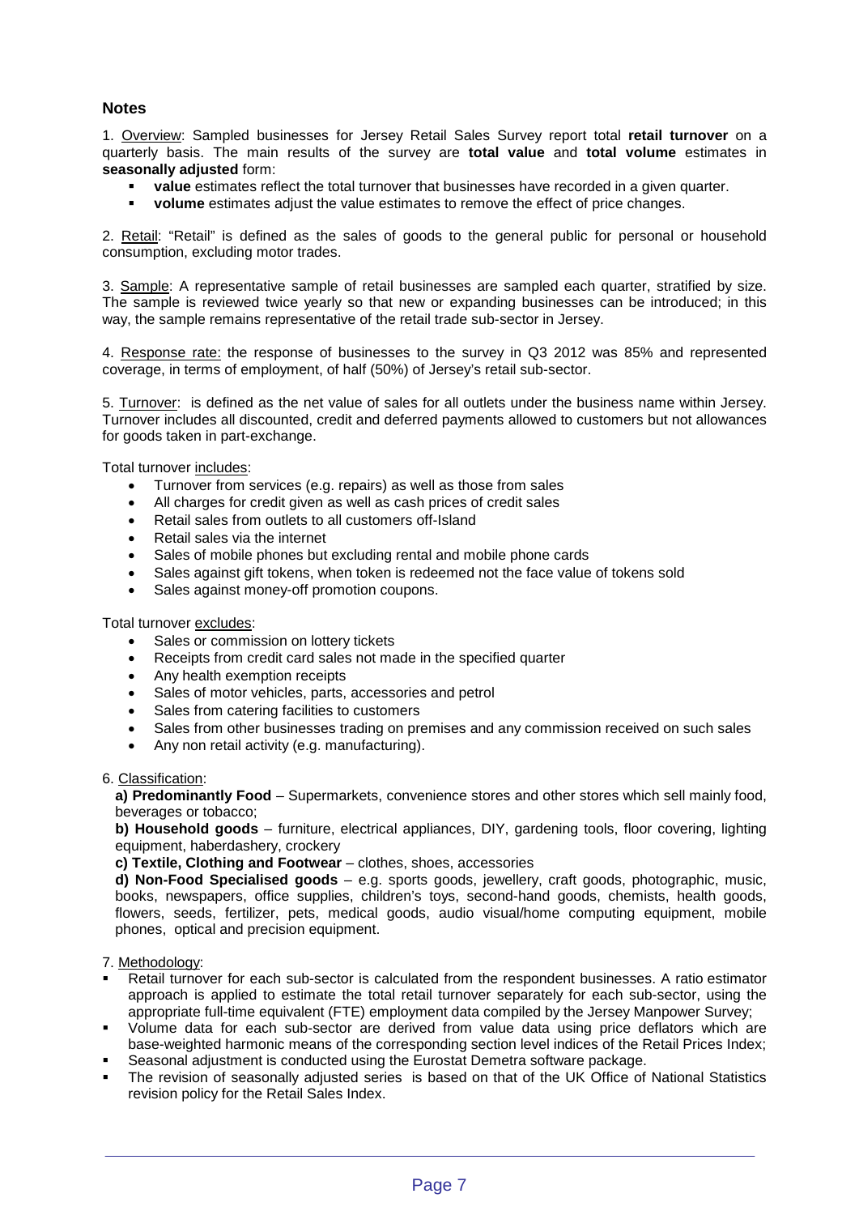## Notes

1. Overview: Sampled businesses for Jersey Retail Sales Survey report total **retail turnover** on a quarterly basis. The main results of the survey are **total value** and **total volume** estimates in **seasonally adjusted** form:

- **value** estimates reflect the total turnover that businesses have recorded in a given quarter.
- **volume** estimates adjust the value estimates to remove the effect of price changes.

2. Retail: "Retail" is defined as the sales of goods to the general public for personal or household consumption, excluding motor trades.

3. Sample: A representative sample of retail businesses are sampled each quarter, stratified by size. The sample is reviewed twice yearly so that new or expanding businesses can be introduced; in this way, the sample remains representative of the retail trade sub-sector in Jersey.

4. Response rate: the response of businesses to the survey in Q3 2012 was 85% and represented coverage, in terms of employment, of half (50%) of Jersey's retail sub-sector.

5. Turnover: is defined as the net value of sales for all outlets under the business name within Jersey. Turnover includes all discounted, credit and deferred payments allowed to customers but not allowances for goods taken in part-exchange.

Total turnover includes:

- Turnover from services (e.g. repairs) as well as those from sales
- All charges for credit given as well as cash prices of credit sales
- Retail sales from outlets to all customers off-Island
- Retail sales via the internet
- Sales of mobile phones but excluding rental and mobile phone cards
- Sales against gift tokens, when token is redeemed not the face value of tokens sold
- Sales against money-off promotion coupons.

Total turnover excludes:

- Sales or commission on lottery tickets
- Receipts from credit card sales not made in the specified quarter
- Any health exemption receipts
- Sales of motor vehicles, parts, accessories and petrol
- Sales from catering facilities to customers
- Sales from other businesses trading on premises and any commission received on such sales
- Any non retail activity (e.g. manufacturing).

6. Classification:

**a) Predominantly Food** – Supermarkets, convenience stores and other stores which sell mainly food, beverages or tobacco;

**b) Household goods** – furniture, electrical appliances, DIY, gardening tools, floor covering, lighting equipment, haberdashery, crockery

**c) Textile, Clothing and Footwear** – clothes, shoes, accessories

**d) Non-Food Specialised goods** – e.g. sports goods, jewellery, craft goods, photographic, music, books, newspapers, office supplies, children's toys, second-hand goods, chemists, health goods, flowers, seeds, fertilizer, pets, medical goods, audio visual/home computing equipment, mobile phones, optical and precision equipment.

7. Methodology:

- Retail turnover for each sub-sector is calculated from the respondent businesses. A ratio estimator approach is applied to estimate the total retail turnover separately for each sub-sector, using the appropriate full-time equivalent (FTE) employment data compiled by the Jersey Manpower Survey;
- Volume data for each sub-sector are derived from value data using price deflators which are base-weighted harmonic means of the corresponding section level indices of the Retail Prices Index;
- Seasonal adjustment is conducted using the Eurostat Demetra software package.
- The revision of seasonally adjusted series is based on that of the UK Office of National Statistics revision policy for the Retail Sales Index.